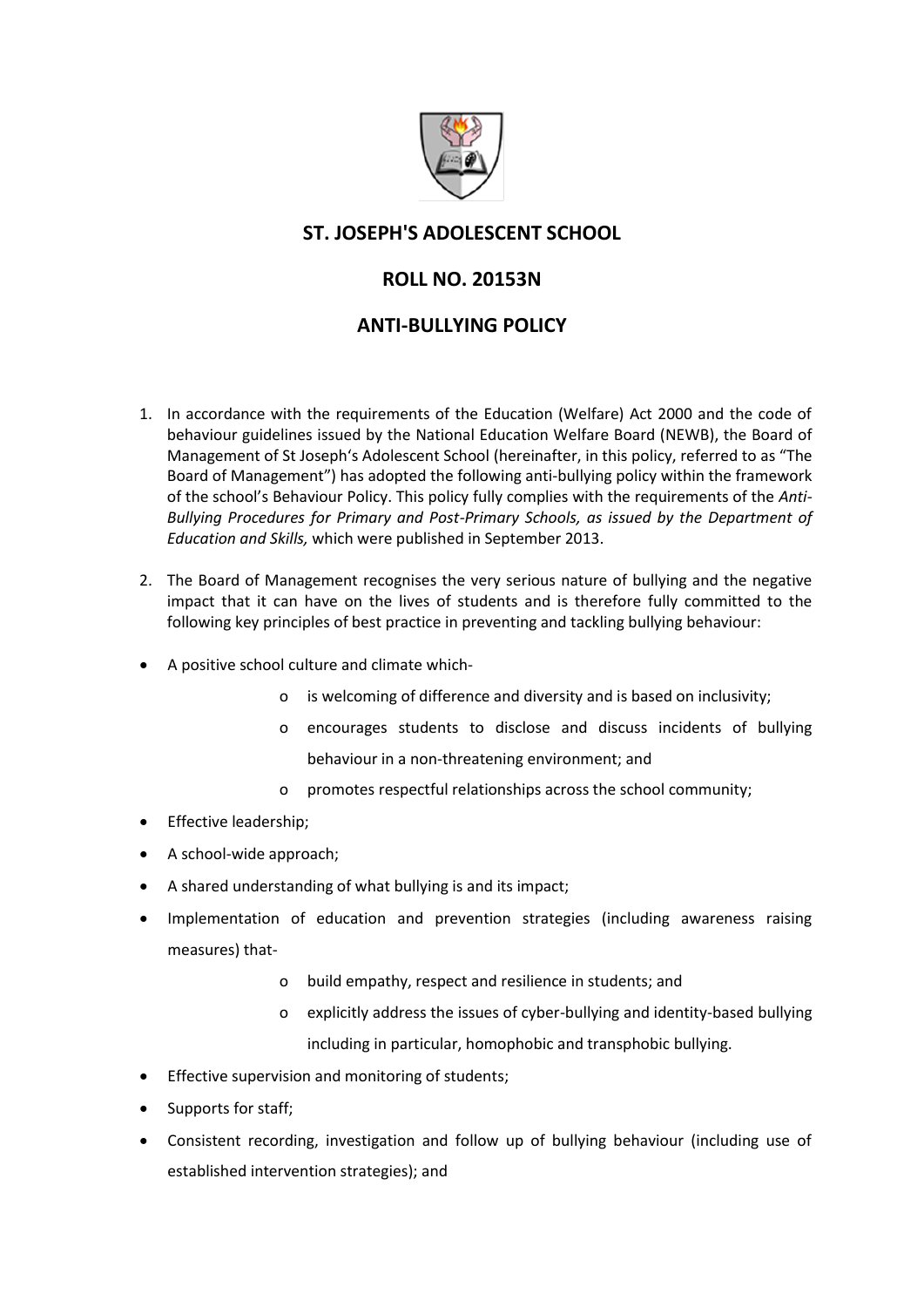# ST. JOSEPH'S ADOLESCENT SCHOOL

## ROLL NO. 20153N

## ANTI-BULLYING POLICY

1. In accordance with the requirements of the Education (Welfare) Act 2000 and the code of behaviour guidelines issued by the National Education Welfare Board (NEWB), the Board of Management of St Joseph's Adolescent School (hereinafter, in this policy, referred to as "The Board of Management") has adopted the following anti-bullying policy within the framework of the school's Behaviour Policy. This policy fully complies with the requirements of the *Anti-Bullying Procedures for Primary and Post-Primary Schools, as issued by the Department of Education and Skills,* which were published in September 2013.

2. The Board of Management recognises the very serious nature of bullying and the negative impact that it can have on the lives of students and is therefore fully committed to the following key principles of best practice in preventing and tackling bullying behaviour:

- A positive school culture and climate which-
  - is welcoming of difference and diversity and is based on inclusivity;
  - encourages students to disclose and discuss incidents of bullying behaviour in a non-threatening environment; and
  - promotes respectful relationships across the school community;
- Effective leadership;
- A school-wide approach;
- A shared understanding of what bullying is and its impact;
- Implementation of education and prevention strategies (including awareness raising measures) that-
  - build empathy, respect and resilience in students; and
  - explicitly address the issues of cyber-bullying and identity-based bullying including in particular, homophobic and transphobic bullying.
- Effective supervision and monitoring of students;
- Supports for staff;
- Consistent recording, investigation and follow up of bullying behaviour (including use of established intervention strategies); and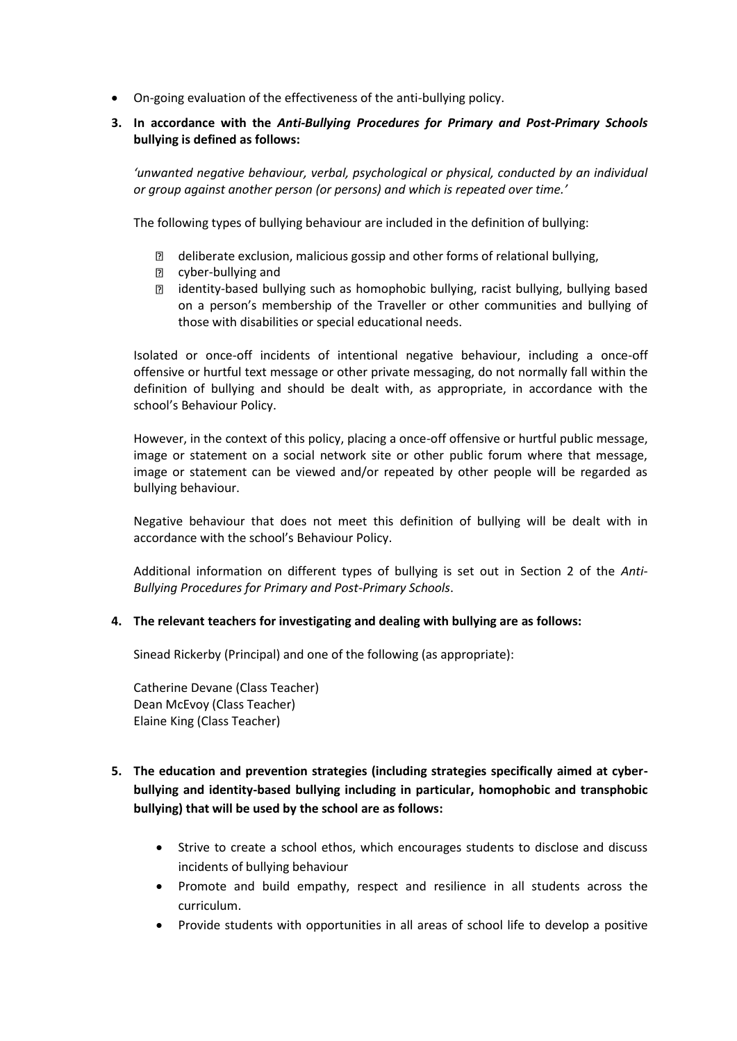- On-going evaluation of the effectiveness of the anti-bullying policy.

**3. In accordance with the *Anti-Bullying Procedures for Primary and Post-Primary Schools* bullying is defined as follows:**

*'unwanted negative behaviour, verbal, psychological or physical, conducted by an individual or group against another person (or persons) and which is repeated over time.'*

The following types of bullying behaviour are included in the definition of bullying:

- deliberate exclusion, malicious gossip and other forms of relational bullying,
- cyber-bullying and
- identity-based bullying such as homophobic bullying, racist bullying, bullying based on a person's membership of the Traveller or other communities and bullying of those with disabilities or special educational needs.

Isolated or once-off incidents of intentional negative behaviour, including a once-off offensive or hurtful text message or other private messaging, do not normally fall within the definition of bullying and should be dealt with, as appropriate, in accordance with the school's Behaviour Policy.

However, in the context of this policy, placing a once-off offensive or hurtful public message, image or statement on a social network site or other public forum where that message, image or statement can be viewed and/or repeated by other people will be regarded as bullying behaviour.

Negative behaviour that does not meet this definition of bullying will be dealt with in accordance with the school's Behaviour Policy.

Additional information on different types of bullying is set out in Section 2 of the *Anti-Bullying Procedures for Primary and Post-Primary Schools*.

**4. The relevant teachers for investigating and dealing with bullying are as follows:**

Sinead Rickerby (Principal) and one of the following (as appropriate):

Catherine Devane (Class Teacher)
Dean McEvoy (Class Teacher)
Elaine King (Class Teacher)

**5. The education and prevention strategies (including strategies specifically aimed at cyber-bullying and identity-based bullying including in particular, homophobic and transphobic bullying) that will be used by the school are as follows:**

- Strive to create a school ethos, which encourages students to disclose and discuss incidents of bullying behaviour
- Promote and build empathy, respect and resilience in all students across the curriculum.
- Provide students with opportunities in all areas of school life to develop a positive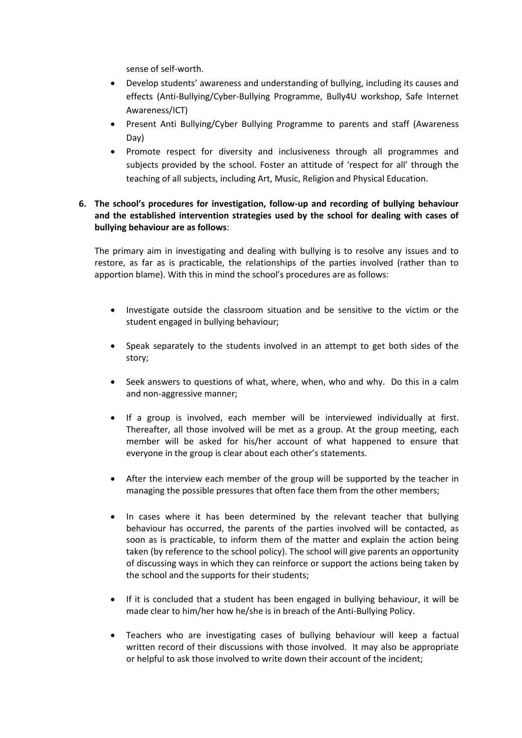sense of self-worth.

- Develop students' awareness and understanding of bullying, including its causes and effects (Anti-Bullying/Cyber-Bullying Programme, Bully4U workshop, Safe Internet Awareness/ICT)
- Present Anti Bullying/Cyber Bullying Programme to parents and staff (Awareness Day)
- Promote respect for diversity and inclusiveness through all programmes and subjects provided by the school. Foster an attitude of 'respect for all' through the teaching of all subjects, including Art, Music, Religion and Physical Education.

**6. The school's procedures for investigation, follow-up and recording of bullying behaviour and the established intervention strategies used by the school for dealing with cases of bullying behaviour are as follows**:

The primary aim in investigating and dealing with bullying is to resolve any issues and to restore, as far as is practicable, the relationships of the parties involved (rather than to apportion blame). With this in mind the school's procedures are as follows:

- Investigate outside the classroom situation and be sensitive to the victim or the student engaged in bullying behaviour;
- Speak separately to the students involved in an attempt to get both sides of the story;
- Seek answers to questions of what, where, when, who and why. Do this in a calm and non-aggressive manner;
- If a group is involved, each member will be interviewed individually at first. Thereafter, all those involved will be met as a group. At the group meeting, each member will be asked for his/her account of what happened to ensure that everyone in the group is clear about each other's statements.
- After the interview each member of the group will be supported by the teacher in managing the possible pressures that often face them from the other members;
- In cases where it has been determined by the relevant teacher that bullying behaviour has occurred, the parents of the parties involved will be contacted, as soon as is practicable, to inform them of the matter and explain the action being taken (by reference to the school policy). The school will give parents an opportunity of discussing ways in which they can reinforce or support the actions being taken by the school and the supports for their students;
- If it is concluded that a student has been engaged in bullying behaviour, it will be made clear to him/her how he/she is in breach of the Anti-Bullying Policy.
- Teachers who are investigating cases of bullying behaviour will keep a factual written record of their discussions with those involved. It may also be appropriate or helpful to ask those involved to write down their account of the incident;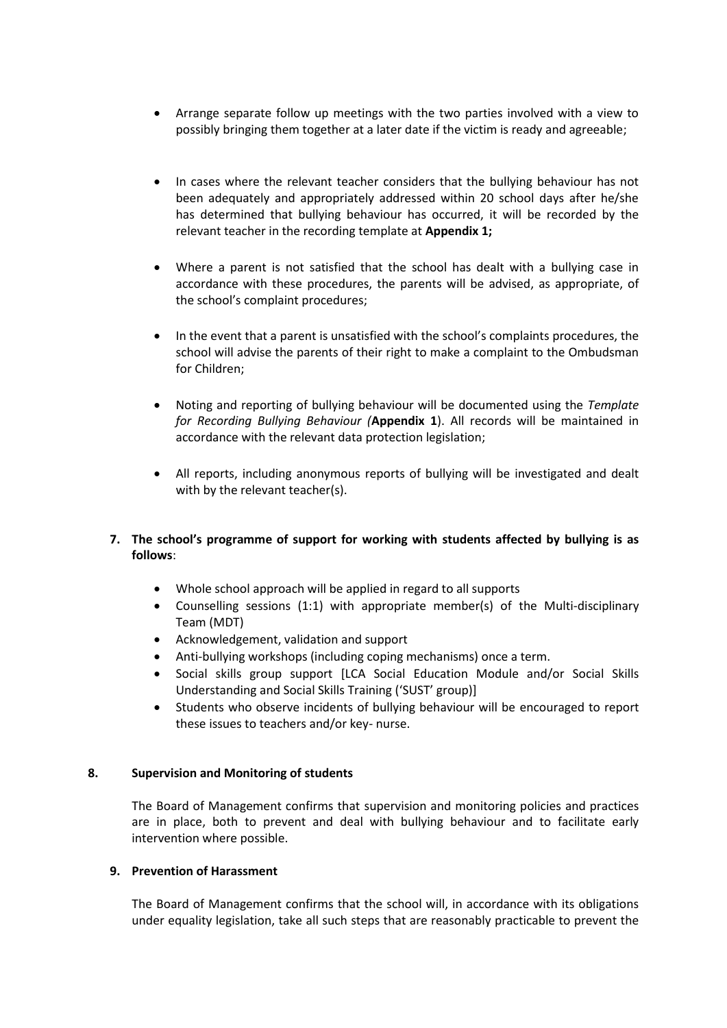- Arrange separate follow up meetings with the two parties involved with a view to possibly bringing them together at a later date if the victim is ready and agreeable;

- In cases where the relevant teacher considers that the bullying behaviour has not been adequately and appropriately addressed within 20 school days after he/she has determined that bullying behaviour has occurred, it will be recorded by the relevant teacher in the recording template at **Appendix 1;**

- Where a parent is not satisfied that the school has dealt with a bullying case in accordance with these procedures, the parents will be advised, as appropriate, of the school's complaint procedures;

- In the event that a parent is unsatisfied with the school's complaints procedures, the school will advise the parents of their right to make a complaint to the Ombudsman for Children;

- Noting and reporting of bullying behaviour will be documented using the *Template for Recording Bullying Behaviour (***Appendix 1**). All records will be maintained in accordance with the relevant data protection legislation;

- All reports, including anonymous reports of bullying will be investigated and dealt with by the relevant teacher(s).

**7. The school's programme of support for working with students affected by bullying is as follows**:

- Whole school approach will be applied in regard to all supports
- Counselling sessions (1:1) with appropriate member(s) of the Multi-disciplinary Team (MDT)
- Acknowledgement, validation and support
- Anti-bullying workshops (including coping mechanisms) once a term.
- Social skills group support [LCA Social Education Module and/or Social Skills Understanding and Social Skills Training ('SUST' group)]
- Students who observe incidents of bullying behaviour will be encouraged to report these issues to teachers and/or key- nurse.

**8. Supervision and Monitoring of students**

The Board of Management confirms that supervision and monitoring policies and practices are in place, both to prevent and deal with bullying behaviour and to facilitate early intervention where possible.

**9. Prevention of Harassment**

The Board of Management confirms that the school will, in accordance with its obligations under equality legislation, take all such steps that are reasonably practicable to prevent the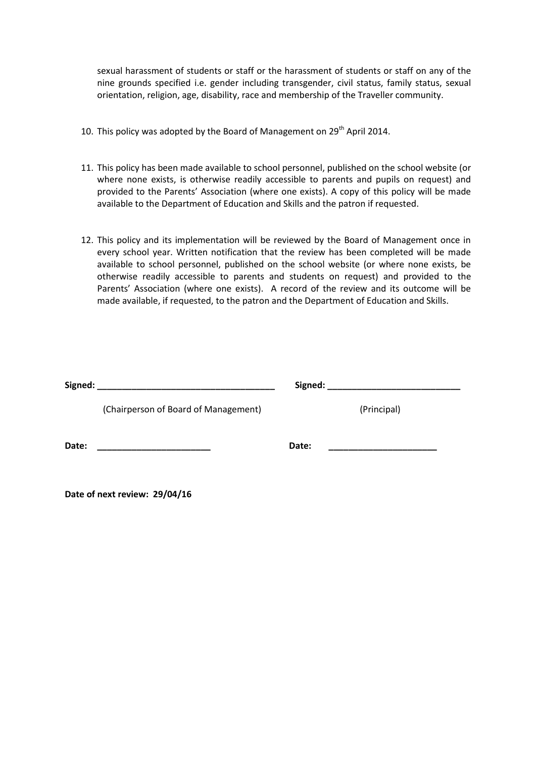sexual harassment of students or staff or the harassment of students or staff on any of the nine grounds specified i.e. gender including transgender, civil status, family status, sexual orientation, religion, age, disability, race and membership of the Traveller community.

10. This policy was adopted by the Board of Management on 29th April 2014.

11. This policy has been made available to school personnel, published on the school website (or where none exists, is otherwise readily accessible to parents and pupils on request) and provided to the Parents' Association (where one exists). A copy of this policy will be made available to the Department of Education and Skills and the patron if requested.

12. This policy and its implementation will be reviewed by the Board of Management once in every school year. Written notification that the review has been completed will be made available to school personnel, published on the school website (or where none exists, be otherwise readily accessible to parents and students on request) and provided to the Parents' Association (where one exists). A record of the review and its outcome will be made available, if requested, to the patron and the Department of Education and Skills.

**Signed:** ___________________________________ **Signed:** __________________________

(Chairperson of Board of Management) (Principal)

**Date:** _______________________ **Date:** ______________________

**Date of next review: 29/04/16**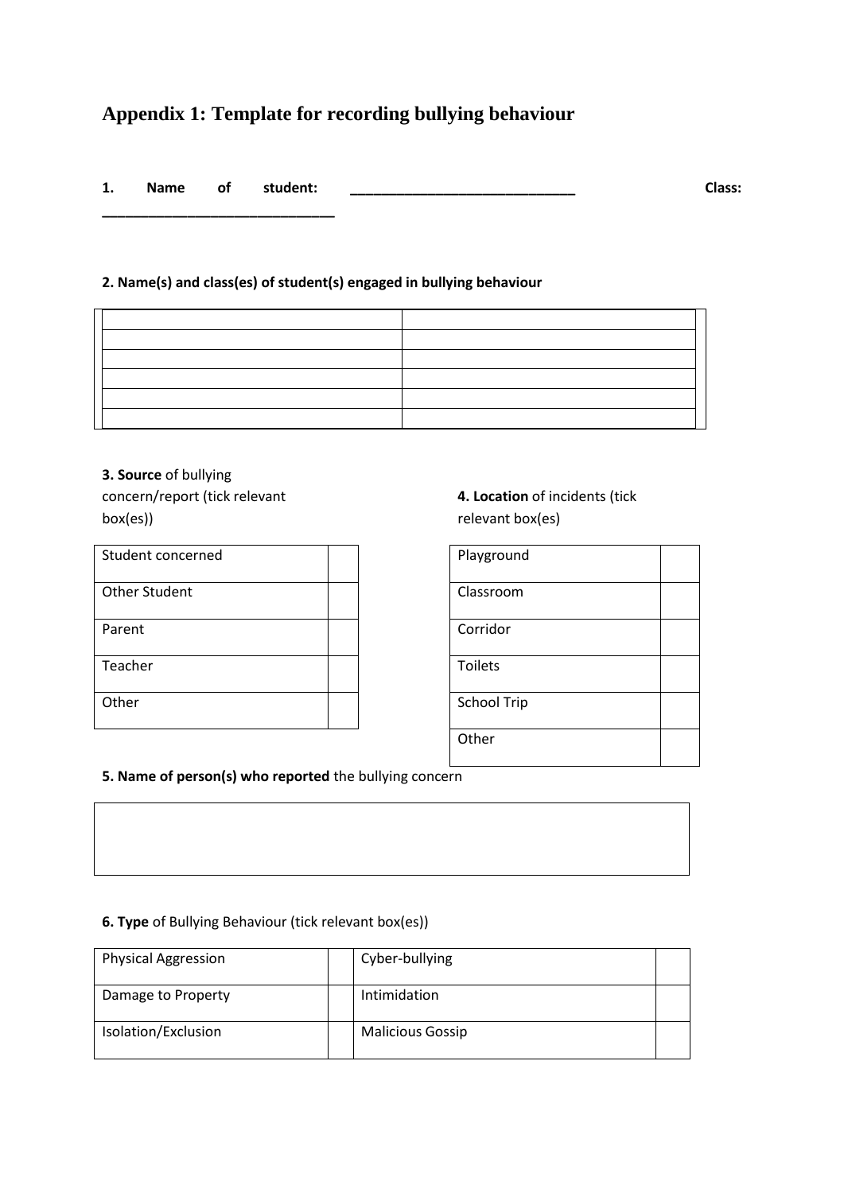# Appendix 1: Template for recording bullying behaviour

**1. Name of student:** ______________________________ **Class:** ______________________________

**2. Name(s) and class(es) of student(s) engaged in bullying behaviour**

| | |
|---|---|
| | |
| | |
| | |
| | |
| | |
| | |

**3. Source** of bullying concern/report (tick relevant box(es))

| | |
|---|---|
| Student concerned | |
| Other Student | |
| Parent | |
| Teacher | |
| Other | |

**4. Location** of incidents (tick relevant box(es)

| | |
|---|---|
| Playground | |
| Classroom | |
| Corridor | |
| Toilets | |
| School Trip | |
| Other | |

**5. Name of person(s) who reported** the bullying concern

| |
|---|
| |

**6. Type** of Bullying Behaviour (tick relevant box(es))

| | | | |
|---|---|---|---|
| Physical Aggression | | Cyber-bullying | |
| Damage to Property | | Intimidation | |
| Isolation/Exclusion | | Malicious Gossip | |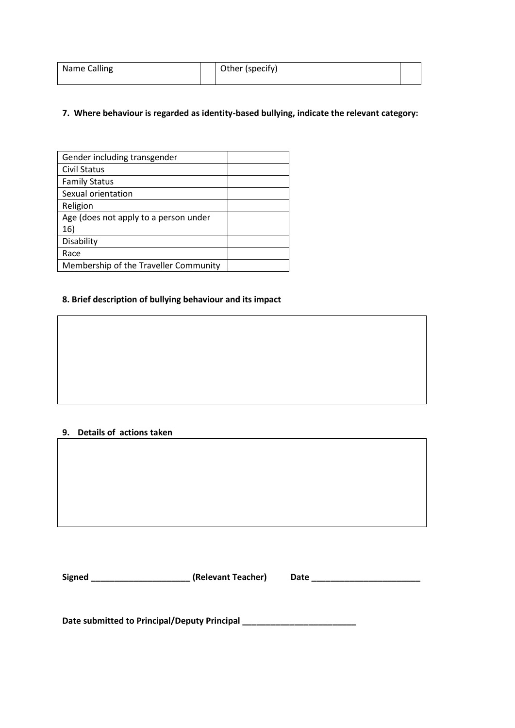| | | | |
|---|---|---|---|
| Name Calling | | Other (specify) | |

**7. Where behaviour is regarded as identity-based bullying, indicate the relevant category:**

| | |
|---|---|
| Gender including transgender | |
| Civil Status | |
| Family Status | |
| Sexual orientation | |
| Religion | |
| Age (does not apply to a person under 16) | |
| Disability | |
| Race | |
| Membership of the Traveller Community | |

**8. Brief description of bullying behaviour and its impact**

| |
|---|
| |

**9. Details of actions taken**

| |
|---|
| |

**Signed _____________________ (Relevant Teacher) Date _______________________**

**Date submitted to Principal/Deputy Principal ________________________**